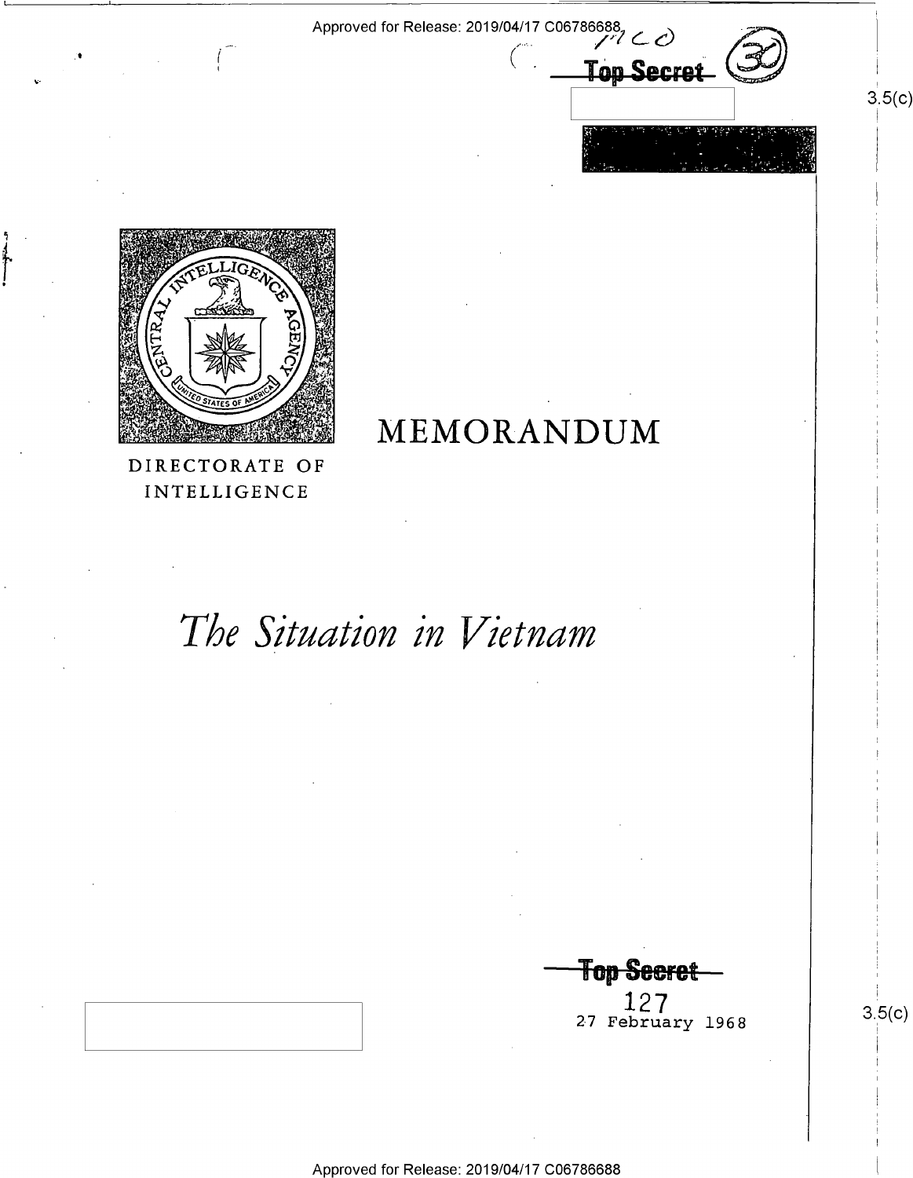Top Secret

3.5(c)

DIRECTORATE OF INTELLIGENCE

# MEMORANDUM

# *The Situation in Vietnam*

Top Secret

127

27 February 1968

3.5(c)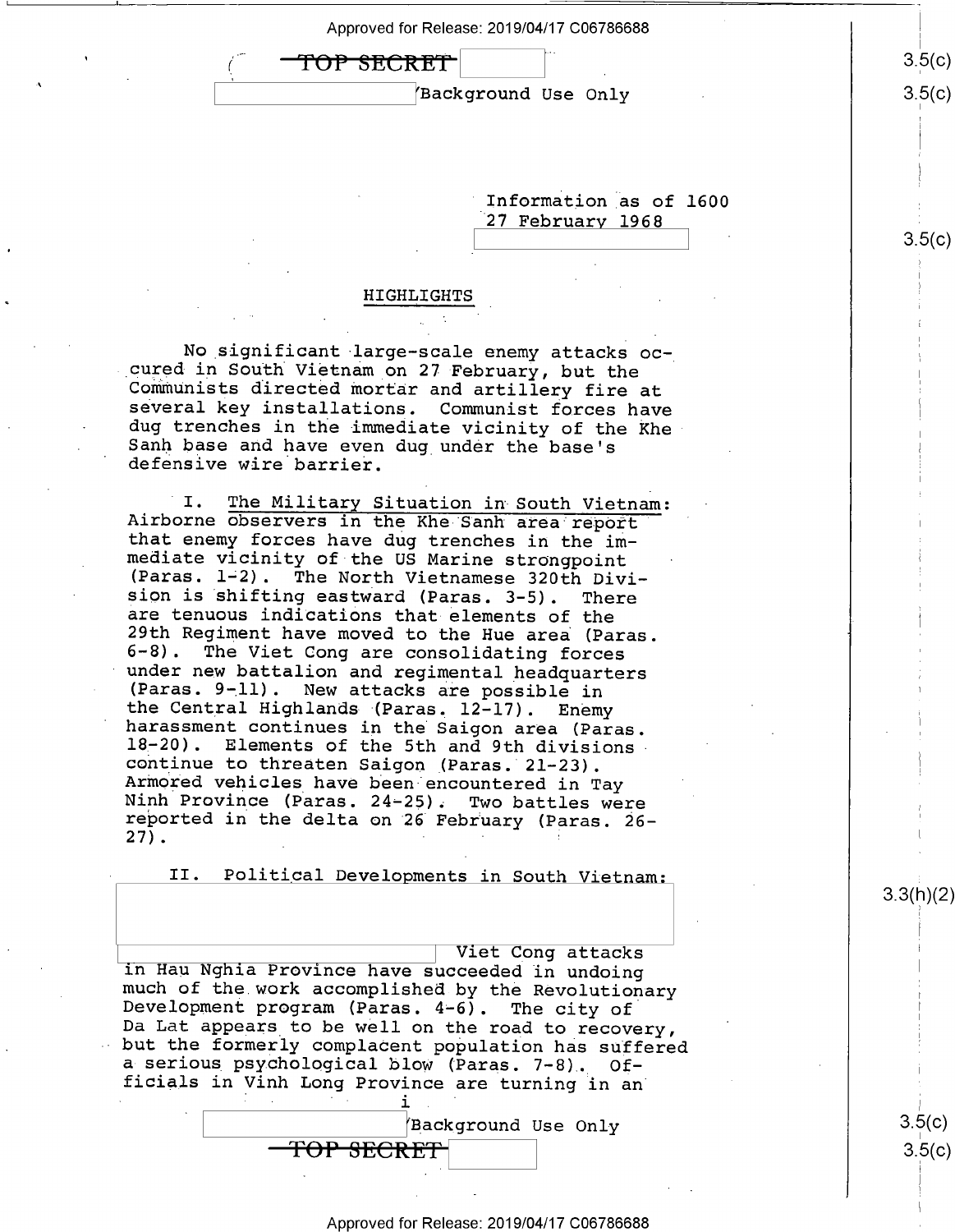TOP SECRET

Background Use Only

Information as of 1600
27 February 1968

## HIGHLIGHTS

No significant large-scale enemy attacks occured in South Vietnam on 27 February, but the Communists directed mortar and artillery fire at several key installations. Communist forces have dug trenches in the immediate vicinity of the Khe Sanh base and have even dug under the base's defensive wire barrier.

I. The Military Situation in South Vietnam: Airborne observers in the Khe Sanh area report that enemy forces have dug trenches in the immediate vicinity of the US Marine strongpoint (Paras. 1-2). The North Vietnamese 320th Division is shifting eastward (Paras. 3-5). There are tenuous indications that elements of the 29th Regiment have moved to the Hue area (Paras. 6-8). The Viet Cong are consolidating forces under new battalion and regimental headquarters (Paras. 9-11). New attacks are possible in the Central Highlands (Paras. 12-17). Enemy harassment continues in the Saigon area (Paras. 18-20). Elements of the 5th and 9th divisions continue to threaten Saigon (Paras. 21-23). Armored vehicles have been encountered in Tay Ninh Province (Paras. 24-25). Two battles were reported in the delta on 26 February (Paras. 26-27).

II. Political Developments in South Vietnam: Viet Cong attacks in Hau Nghia Province have succeeded in undoing much of the work accomplished by the Revolutionary Development program (Paras. 4-6). The city of Da Lat appears to be well on the road to recovery, but the formerly complacent population has suffered a serious psychological blow (Paras. 7-8). Officials in Vinh Long Province are turning in an

Background Use Only

TOP SECRET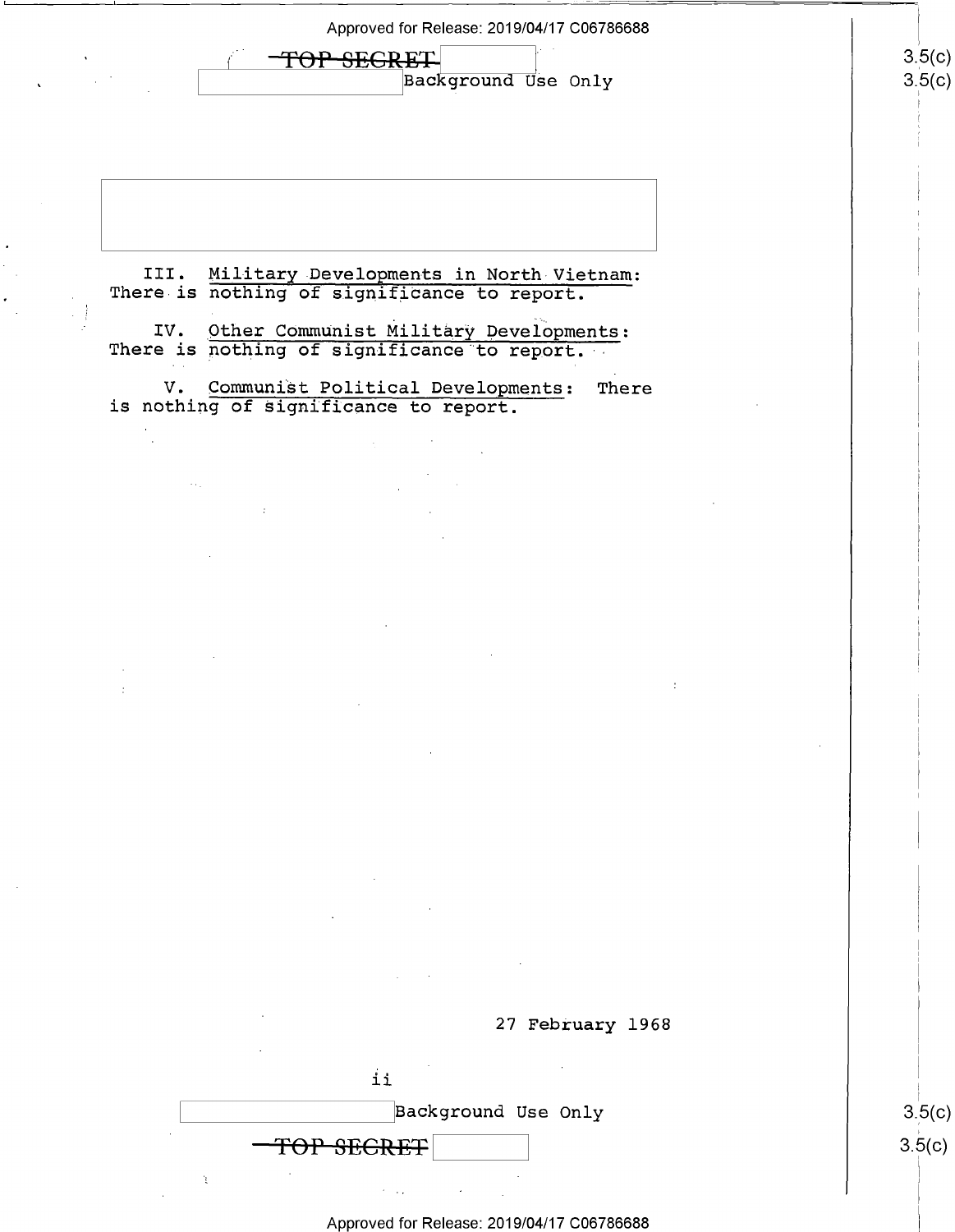III. Military Developments in North Vietnam: There is nothing of significance to report.

IV. Other Communist Military Developments: There is nothing of significance to report.

V. Communist Political Developments: There is nothing of significance to report.

27 February 1968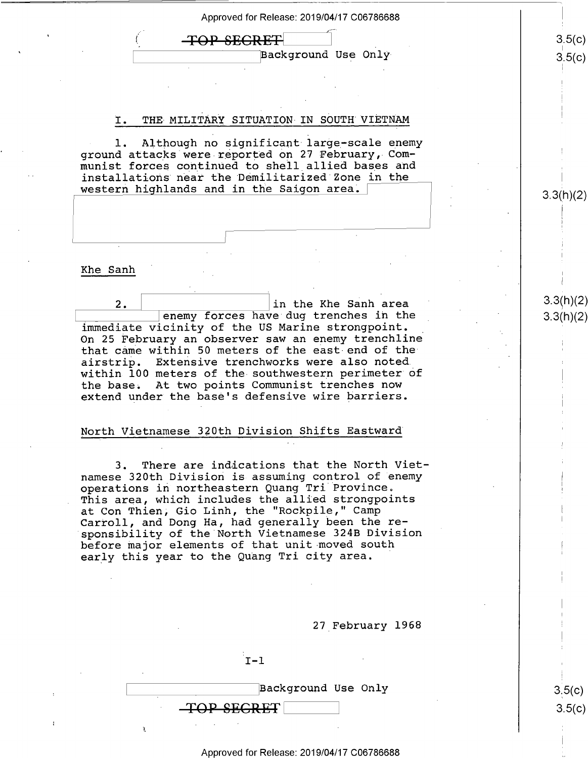~~TOP SECRET~~

Background Use Only

## I. THE MILITARY SITUATION IN SOUTH VIETNAM

1. Although no significant large-scale enemy ground attacks were reported on 27 February, Communist forces continued to shell allied bases and installations near the Demilitarized Zone in the western highlands and in the Saigon area.

### Khe Sanh

2. in the Khe Sanh area enemy forces have dug trenches in the immediate vicinity of the US Marine strongpoint. On 25 February an observer saw an enemy trenchline that came within 50 meters of the east end of the airstrip. Extensive trenchworks were also noted within 100 meters of the southwestern perimeter of the base. At two points Communist trenches now extend under the base's defensive wire barriers.

### North Vietnamese 320th Division Shifts Eastward

3. There are indications that the North Vietnamese 320th Division is assuming control of enemy operations in northeastern Quang Tri Province. This area, which includes the allied strongpoints at Con Thien, Gio Linh, the "Rockpile," Camp Carroll, and Dong Ha, had generally been the responsibility of the North Vietnamese 324B Division before major elements of that unit moved south early this year to the Quang Tri city area.

27 February 1968

I-1

Background Use Only

~~TOP SECRET~~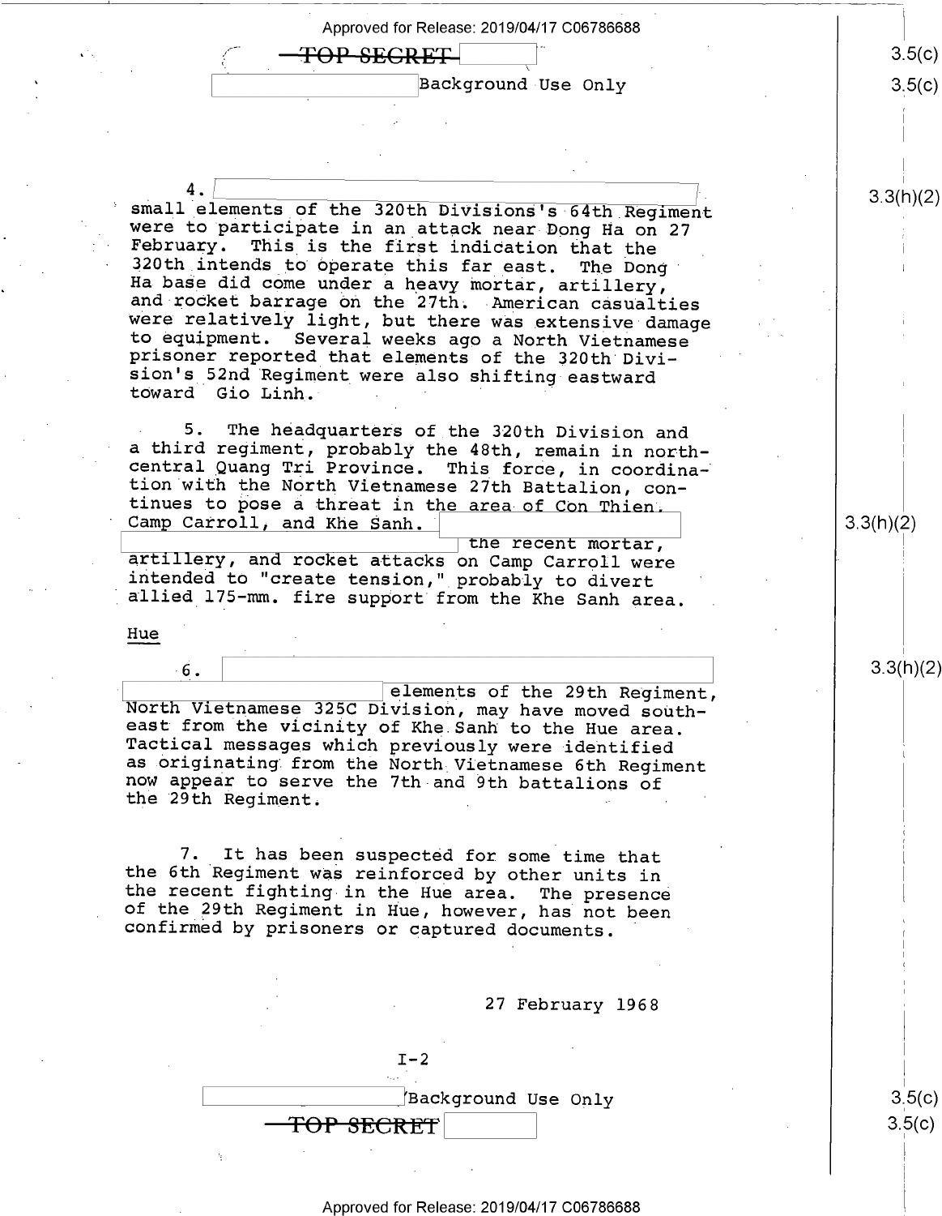TOP SECRET

Background Use Only

4. small elements of the 320th Divisions's 64th Regiment were to participate in an attack near Dong Ha on 27 February. This is the first indication that the 320th intends to operate this far east. The Dong Ha base did come under a heavy mortar, artillery, and rocket barrage on the 27th. American casualties were relatively light, but there was extensive damage to equipment. Several weeks ago a North Vietnamese prisoner reported that elements of the 320th Division's 52nd Regiment were also shifting eastward toward Gio Linh.

5. The headquarters of the 320th Division and a third regiment, probably the 48th, remain in north-central Quang Tri Province. This force, in coordination with the North Vietnamese 27th Battalion, continues to pose a threat in the area of Con Thien, Camp Carroll, and Khe Sanh. the recent mortar, artillery, and rocket attacks on Camp Carroll were intended to "create tension," probably to divert allied 175-mm. fire support from the Khe Sanh area.

Hue

6. elements of the 29th Regiment, North Vietnamese 325C Division, may have moved southeast from the vicinity of Khe Sanh to the Hue area. Tactical messages which previously were identified as originating from the North Vietnamese 6th Regiment now appear to serve the 7th and 9th battalions of the 29th Regiment.

7. It has been suspected for some time that the 6th Regiment was reinforced by other units in the recent fighting in the Hue area. The presence of the 29th Regiment in Hue, however, has not been confirmed by prisoners or captured documents.

27 February 1968

I-2

Background Use Only

TOP SECRET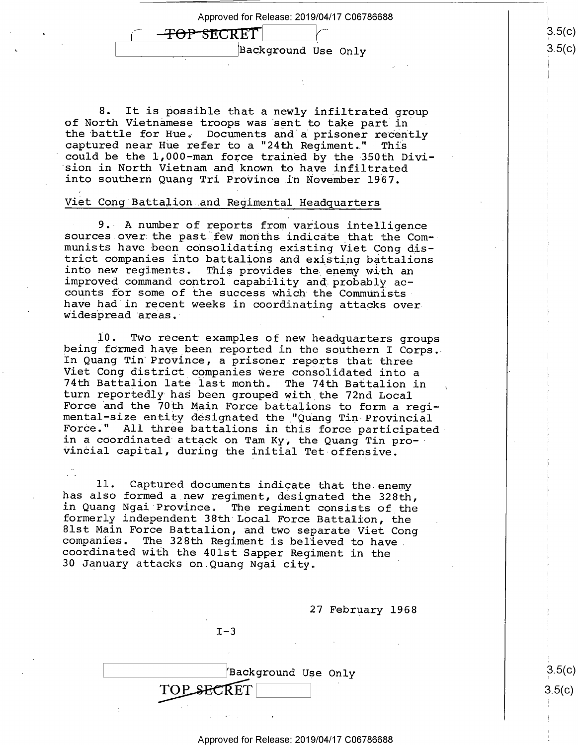8. It is possible that a newly infiltrated group of North Vietnamese troops was sent to take part in the battle for Hue. Documents and a prisoner recently captured near Hue refer to a "24th Regiment." This could be the 1,000-man force trained by the 350th Division in North Vietnam and known to have infiltrated into southern Quang Tri Province in November 1967.

## Viet Cong Battalion and Regimental Headquarters

9. A number of reports from various intelligence sources over the past few months indicate that the Communists have been consolidating existing Viet Cong district companies into battalions and existing battalions into new regiments. This provides the enemy with an improved command control capability and probably accounts for some of the success which the Communists have had in recent weeks in coordinating attacks over widespread areas.

10. Two recent examples of new headquarters groups being formed have been reported in the southern I Corps. In Quang Tin Province, a prisoner reports that three Viet Cong district companies were consolidated into a 74th Battalion late last month. The 74th Battalion in turn reportedly has been grouped with the 72nd Local Force and the 70th Main Force battalions to form a regimental-size entity designated the "Quang Tin Provincial Force." All three battalions in this force participated in a coordinated attack on Tam Ky, the Quang Tin provincial capital, during the initial Tet offensive.

11. Captured documents indicate that the enemy has also formed a new regiment, designated the 328th, in Quang Ngai Province. The regiment consists of the formerly independent 38th Local Force Battalion, the 81st Main Force Battalion, and two separate Viet Cong companies. The 328th Regiment is believed to have coordinated with the 401st Sapper Regiment in the 30 January attacks on Quang Ngai city.

27 February 1968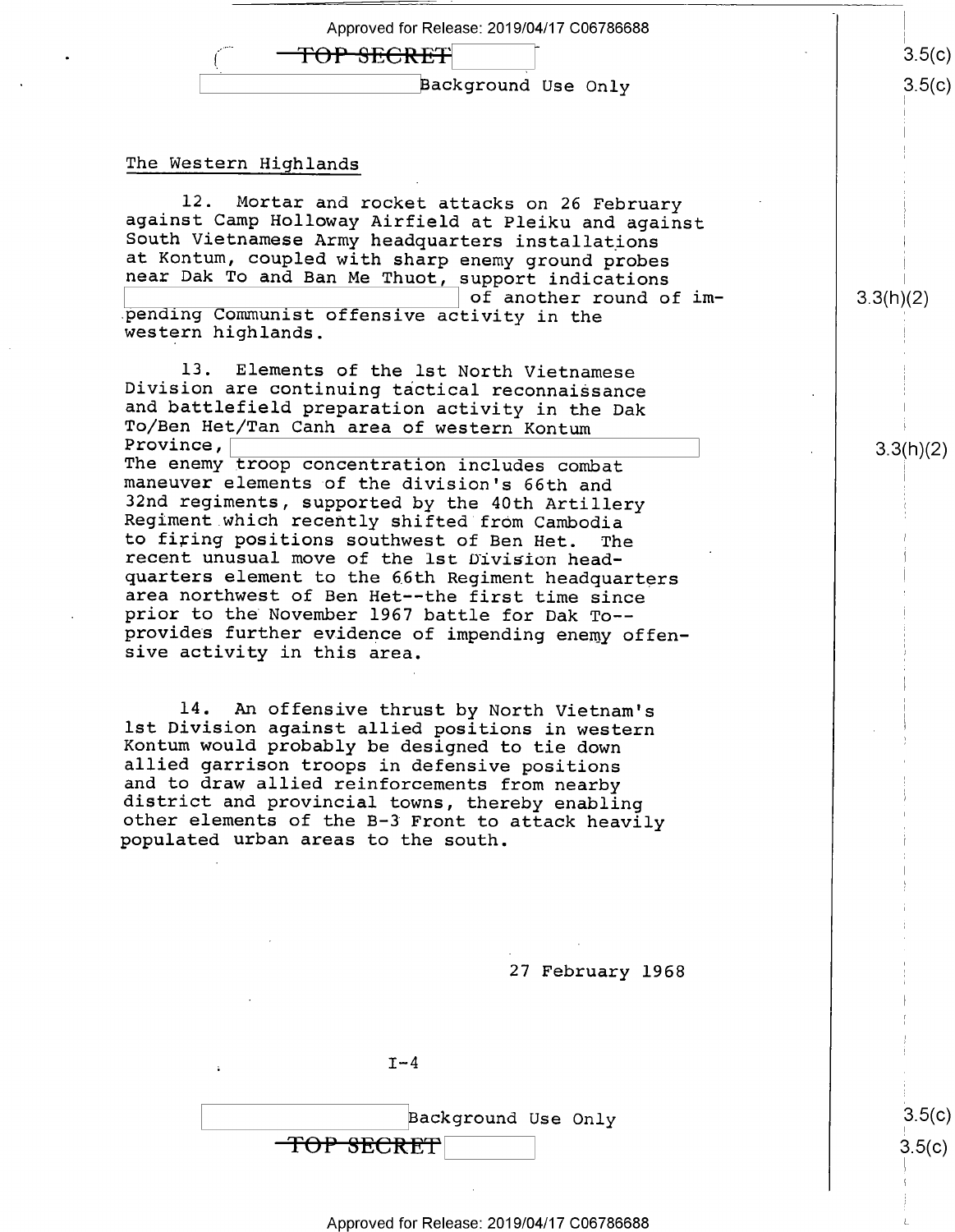## The Western Highlands

12. Mortar and rocket attacks on 26 February against Camp Holloway Airfield at Pleiku and against South Vietnamese Army headquarters installations at Kontum, coupled with sharp enemy ground probes near Dak To and Ban Me Thuot, support indications [ ] of another round of impending Communist offensive activity in the western highlands.

13. Elements of the 1st North Vietnamese Division are continuing tactical reconnaissance and battlefield preparation activity in the Dak To/Ben Het/Tan Canh area of western Kontum Province, [ ] The enemy troop concentration includes combat maneuver elements of the division's 66th and 32nd regiments, supported by the 40th Artillery Regiment which recently shifted from Cambodia to firing positions southwest of Ben Het. The recent unusual move of the 1st Division headquarters element to the 66th Regiment headquarters area northwest of Ben Het--the first time since prior to the November 1967 battle for Dak To--provides further evidence of impending enemy offensive activity in this area.

14. An offensive thrust by North Vietnam's 1st Division against allied positions in western Kontum would probably be designed to tie down allied garrison troops in defensive positions and to draw allied reinforcements from nearby district and provincial towns, thereby enabling other elements of the B-3 Front to attack heavily populated urban areas to the south.

27 February 1968

I-4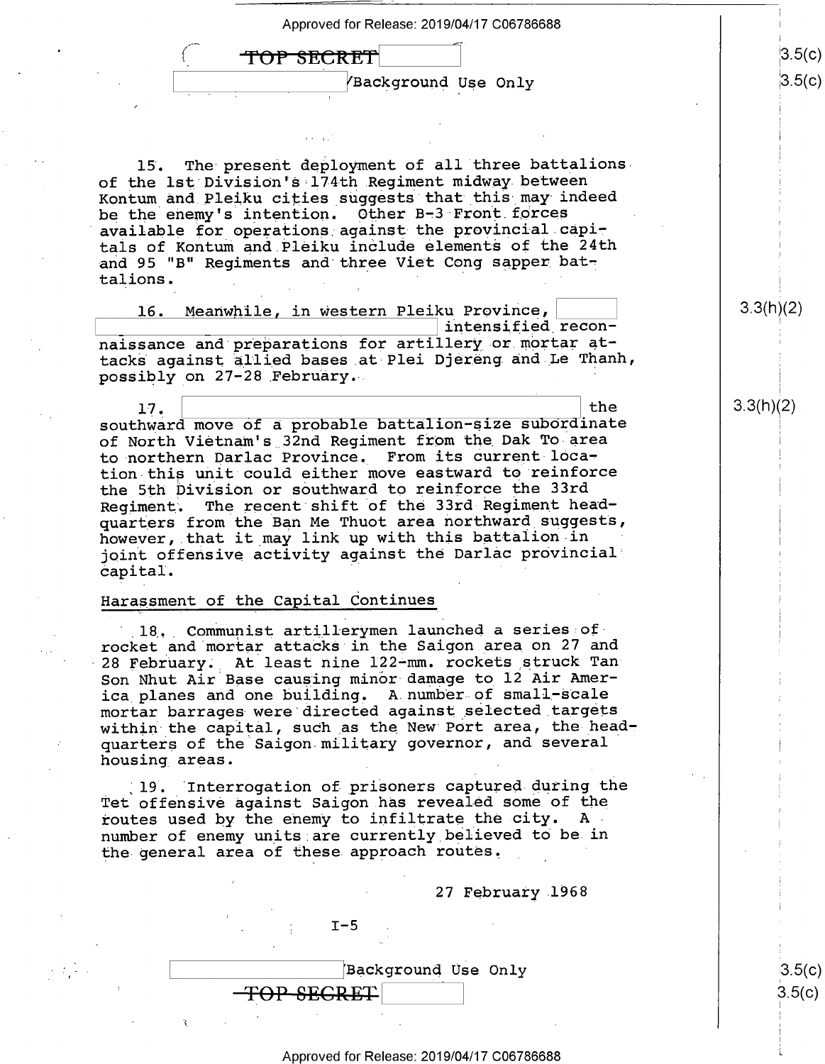15. The present deployment of all three battalions of the 1st Division's 174th Regiment midway between Kontum and Pleiku cities suggests that this may indeed be the enemy's intention. Other B-3 Front forces available for operations against the provincial capitals of Kontum and Pleiku include elements of the 24th and 95 "B" Regiments and three Viet Cong sapper battalions.

16. Meanwhile, in western Pleiku Province, intensified reconnaissance and preparations for artillery or mortar attacks against allied bases at Plei Djereng and Le Thanh, possibly on 27-28 February.

17. the southward move of a probable battalion-size subordinate of North Vietnam's 32nd Regiment from the Dak To area to northern Darlac Province. From its current location this unit could either move eastward to reinforce the 5th Division or southward to reinforce the 33rd Regiment. The recent shift of the 33rd Regiment headquarters from the Ban Me Thuot area northward suggests, however, that it may link up with this battalion in joint offensive activity against the Darlac provincial capital.

## Harassment of the Capital Continues

18. Communist artillerymen launched a series of rocket and mortar attacks in the Saigon area on 27 and 28 February. At least nine 122-mm. rockets struck Tan Son Nhut Air Base causing minor damage to 12 Air America planes and one building. A number of small-scale mortar barrages were directed against selected targets within the capital, such as the New Port area, the headquarters of the Saigon military governor, and several housing areas.

19. Interrogation of prisoners captured during the Tet offensive against Saigon has revealed some of the routes used by the enemy to infiltrate the city. A number of enemy units are currently believed to be in the general area of these approach routes.

27 February 1968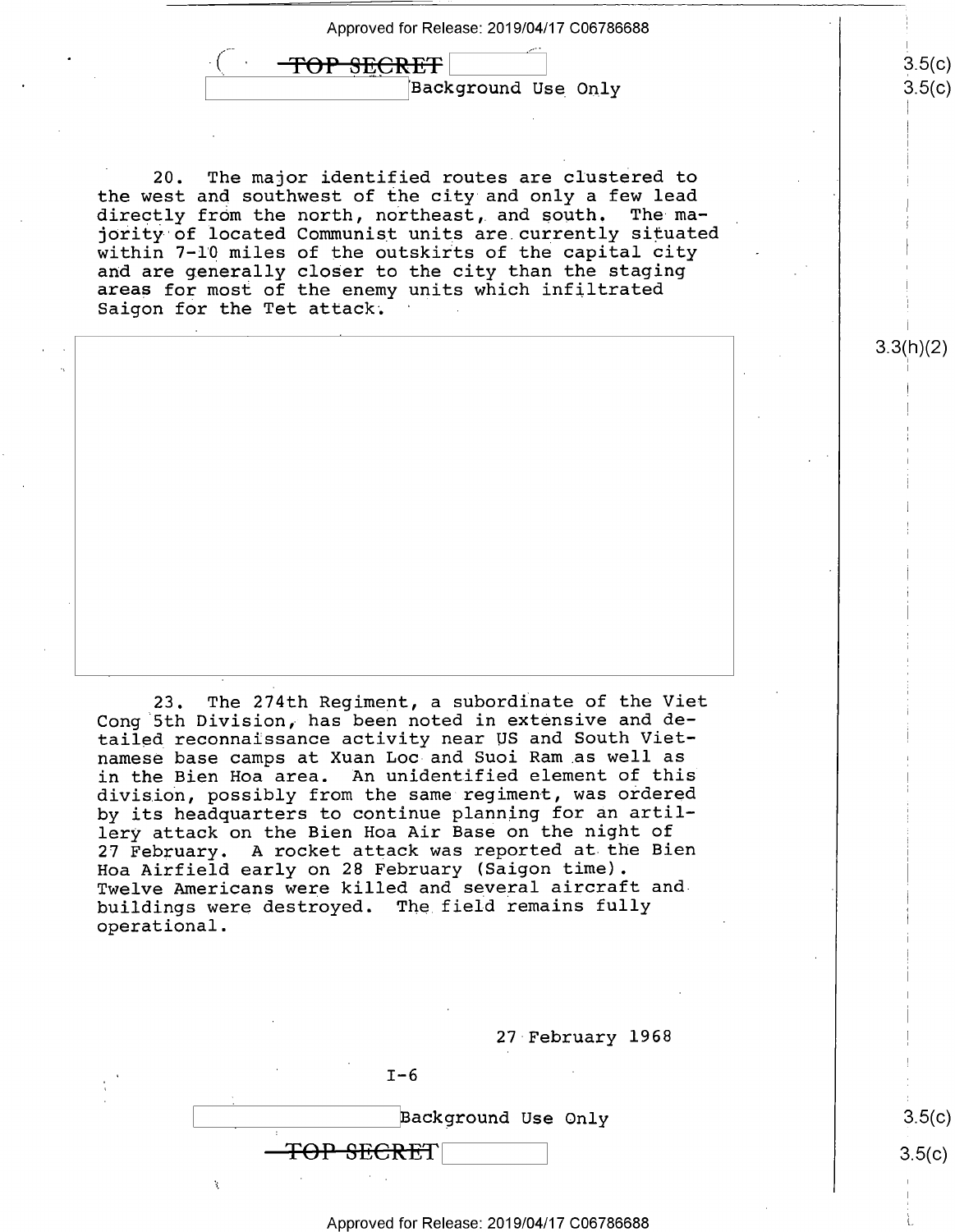TOP SECRET

Background Use Only

20. The major identified routes are clustered to the west and southwest of the city and only a few lead directly from the north, northeast, and south. The majority of located Communist units are currently situated within 7-10 miles of the outskirts of the capital city and are generally closer to the city than the staging areas for most of the enemy units which infiltrated Saigon for the Tet attack.

23. The 274th Regiment, a subordinate of the Viet Cong 5th Division, has been noted in extensive and detailed reconnaissance activity near US and South Vietnamese base camps at Xuan Loc and Suoi Ram as well as in the Bien Hoa area. An unidentified element of this division, possibly from the same regiment, was ordered by its headquarters to continue planning for an artillery attack on the Bien Hoa Air Base on the night of 27 February. A rocket attack was reported at the Bien Hoa Airfield early on 28 February (Saigon time). Twelve Americans were killed and several aircraft and buildings were destroyed. The field remains fully operational.

27 February 1968

I-6

Background Use Only

TOP SECRET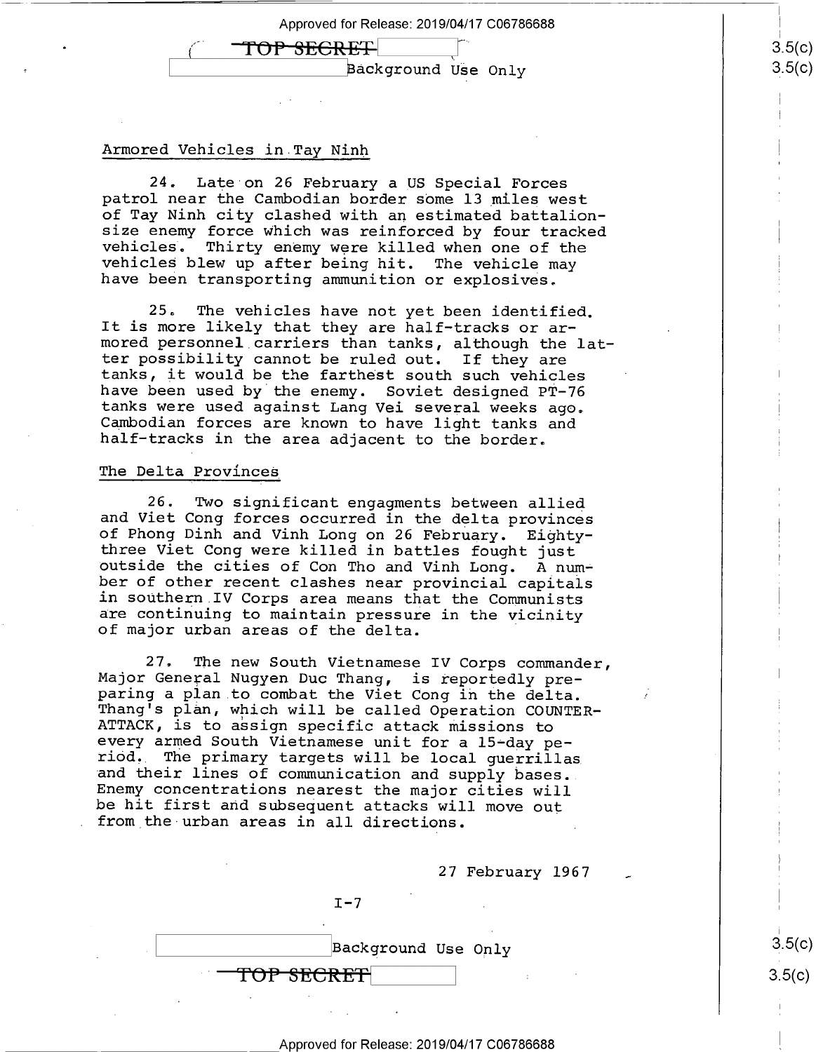## Armored Vehicles in Tay Ninh

24. Late on 26 February a US Special Forces patrol near the Cambodian border some 13 miles west of Tay Ninh city clashed with an estimated battalion-size enemy force which was reinforced by four tracked vehicles. Thirty enemy were killed when one of the vehicles blew up after being hit. The vehicle may have been transporting ammunition or explosives.

25. The vehicles have not yet been identified. It is more likely that they are half-tracks or armored personnel carriers than tanks, although the latter possibility cannot be ruled out. If they are tanks, it would be the farthest south such vehicles have been used by the enemy. Soviet designed PT-76 tanks were used against Lang Vei several weeks ago. Cambodian forces are known to have light tanks and half-tracks in the area adjacent to the border.

## The Delta Provinces

26. Two significant engagments between allied and Viet Cong forces occurred in the delta provinces of Phong Dinh and Vinh Long on 26 February. Eighty-three Viet Cong were killed in battles fought just outside the cities of Con Tho and Vinh Long. A number of other recent clashes near provincial capitals in southern IV Corps area means that the Communists are continuing to maintain pressure in the vicinity of major urban areas of the delta.

27. The new South Vietnamese IV Corps commander, Major General Nugyen Duc Thang, is reportedly preparing a plan to combat the Viet Cong in the delta. Thang's plan, which will be called Operation COUNTER-ATTACK, is to assign specific attack missions to every armed South Vietnamese unit for a 15-day period. The primary targets will be local guerrillas and their lines of communication and supply bases. Enemy concentrations nearest the major cities will be hit first and subsequent attacks will move out from the urban areas in all directions.

27 February 1967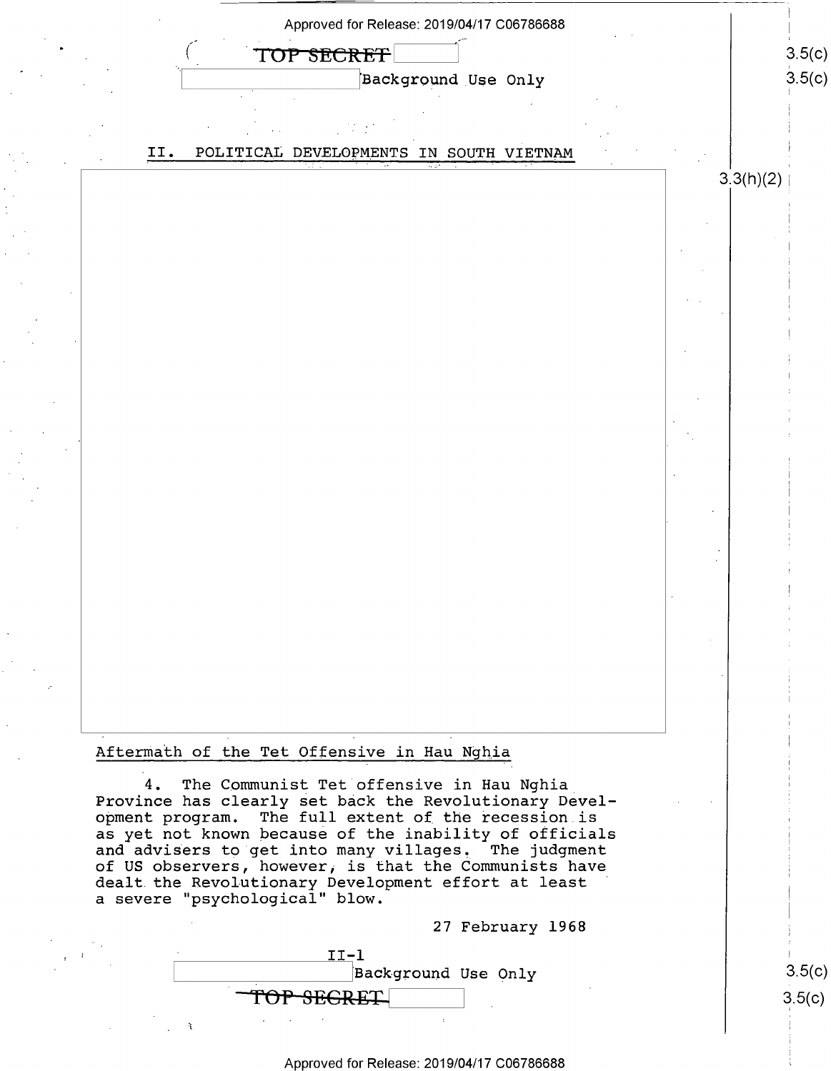TOP SECRET

Background Use Only

## II. POLITICAL DEVELOPMENTS IN SOUTH VIETNAM

### Aftermath of the Tet Offensive in Hau Nghia

4. The Communist Tet offensive in Hau Nghia Province has clearly set back the Revolutionary Development program. The full extent of the recession is as yet not known because of the inability of officials and advisers to get into many villages. The judgment of US observers, however, is that the Communists have dealt the Revolutionary Development effort at least a severe "psychological" blow.

27 February 1968

Background Use Only

TOP SECRET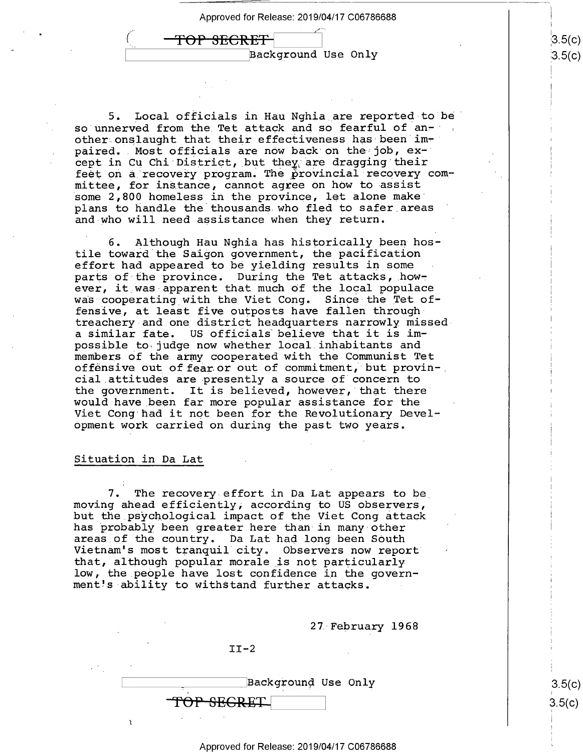5. Local officials in Hau Nghia are reported to be so unnerved from the Tet attack and so fearful of another onslaught that their effectiveness has been impaired. Most officials are now back on the job, except in Cu Chi District, but they are dragging their feet on a recovery program. The provincial recovery committee, for instance, cannot agree on how to assist some 2,800 homeless in the province, let alone make plans to handle the thousands who fled to safer areas and who will need assistance when they return.

6. Although Hau Nghia has historically been hostile toward the Saigon government, the pacification effort had appeared to be yielding results in some parts of the province. During the Tet attacks, however, it was apparent that much of the local populace was cooperating with the Viet Cong. Since the Tet offensive, at least five outposts have fallen through treachery and one district headquarters narrowly missed a similar fate. US officials believe that it is impossible to judge now whether local inhabitants and members of the army cooperated with the Communist Tet offensive out of fear or out of commitment, but provincial attitudes are presently a source of concern to the government. It is believed, however, that there would have been far more popular assistance for the Viet Cong had it not been for the Revolutionary Development work carried on during the past two years.

Situation in Da Lat

7. The recovery effort in Da Lat appears to be moving ahead efficiently, according to US observers, but the psychological impact of the Viet Cong attack has probably been greater here than in many other areas of the country. Da Lat had long been South Vietnam's most tranquil city. Observers now report that, although popular morale is not particularly low, the people have lost confidence in the government's ability to withstand further attacks.

27 February 1968

II-2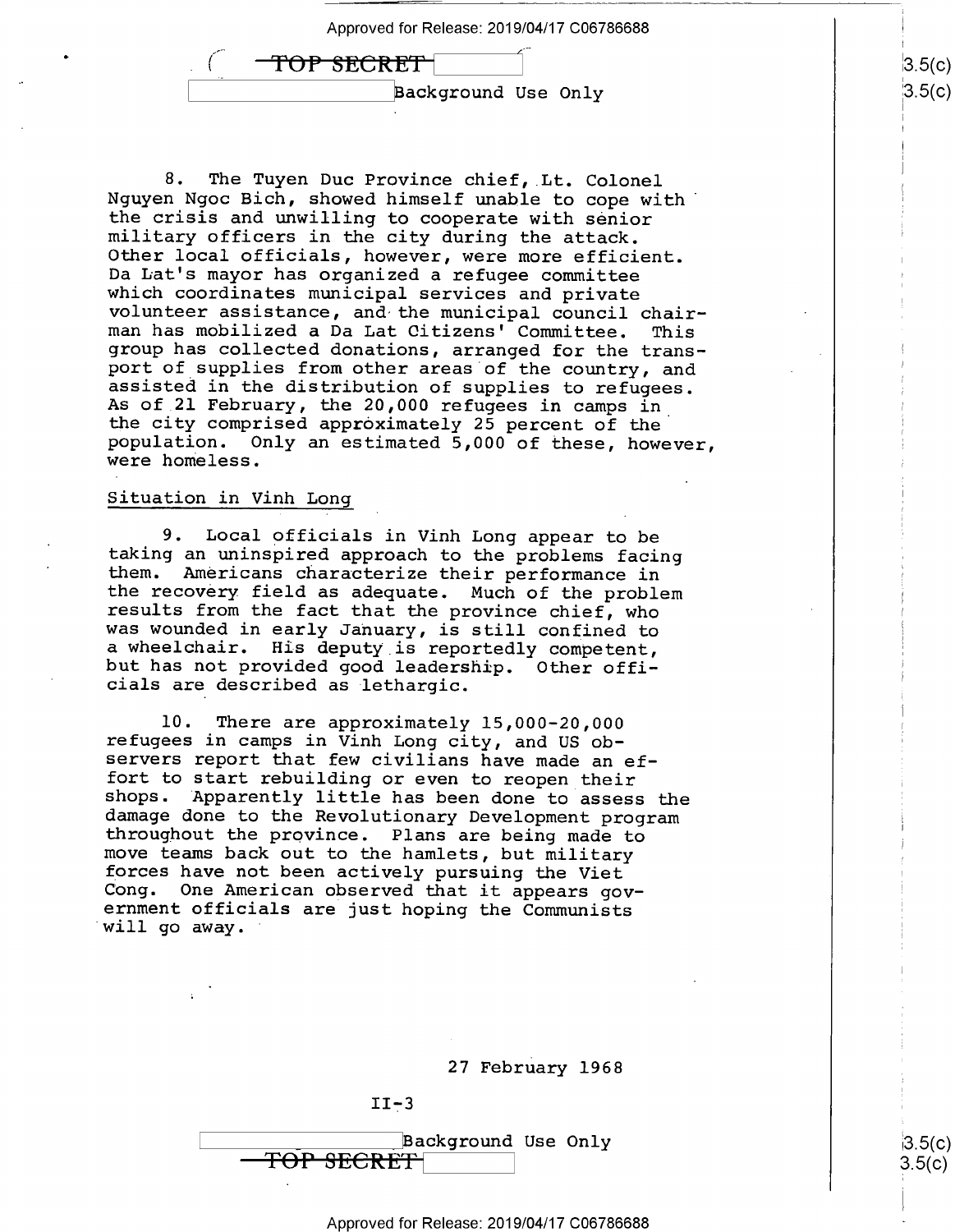8. The Tuyen Duc Province chief, Lt. Colonel Nguyen Ngoc Bich, showed himself unable to cope with the crisis and unwilling to cooperate with senior military officers in the city during the attack. Other local officials, however, were more efficient. Da Lat's mayor has organized a refugee committee which coordinates municipal services and private volunteer assistance, and the municipal council chairman has mobilized a Da Lat Citizens' Committee. This group has collected donations, arranged for the transport of supplies from other areas of the country, and assisted in the distribution of supplies to refugees. As of 21 February, the 20,000 refugees in camps in the city comprised approximately 25 percent of the population. Only an estimated 5,000 of these, however, were homeless.

## Situation in Vinh Long

9. Local officials in Vinh Long appear to be taking an uninspired approach to the problems facing them. Americans characterize their performance in the recovery field as adequate. Much of the problem results from the fact that the province chief, who was wounded in early January, is still confined to a wheelchair. His deputy is reportedly competent, but has not provided good leadership. Other officials are described as lethargic.

10. There are approximately 15,000-20,000 refugees in camps in Vinh Long city, and US observers report that few civilians have made an effort to start rebuilding or even to reopen their shops. Apparently little has been done to assess the damage done to the Revolutionary Development program throughout the province. Plans are being made to move teams back out to the hamlets, but military forces have not been actively pursuing the Viet Cong. One American observed that it appears government officials are just hoping the Communists will go away.

27 February 1968

II-3